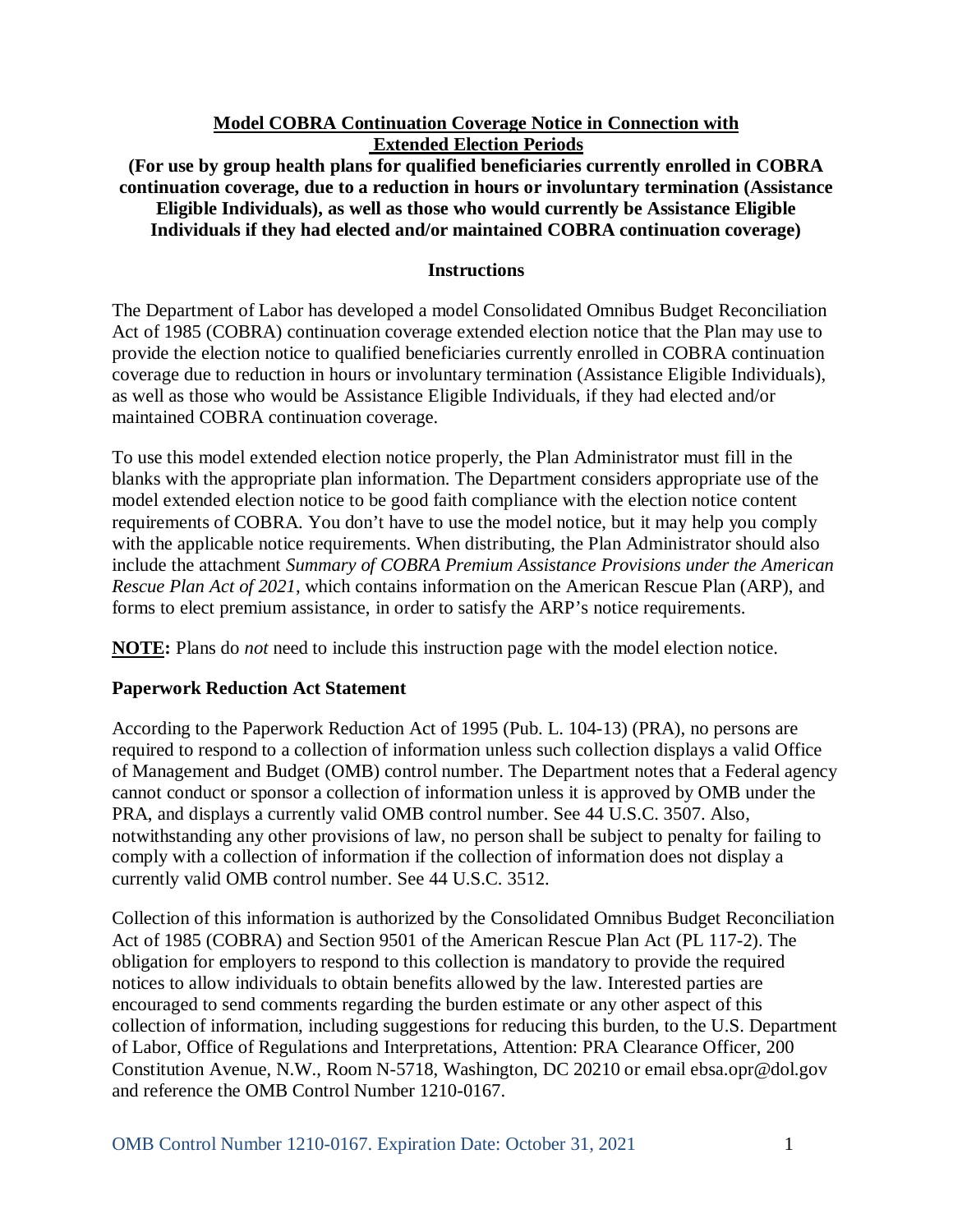# Model COBRA Continuation Coverage Notice in Connection with Extended Election Periods

**(For use by group health plans for qualified beneficiaries currently enrolled in COBRA continuation coverage, due to a reduction in hours or involuntary termination (Assistance Eligible Individuals), as well as those who would currently be Assistance Eligible Individuals if they had elected and/or maintained COBRA continuation coverage)**

## Instructions

The Department of Labor has developed a model Consolidated Omnibus Budget Reconciliation Act of 1985 (COBRA) continuation coverage extended election notice that the Plan may use to provide the election notice to qualified beneficiaries currently enrolled in COBRA continuation coverage due to reduction in hours or involuntary termination (Assistance Eligible Individuals), as well as those who would be Assistance Eligible Individuals, if they had elected and/or maintained COBRA continuation coverage.

To use this model extended election notice properly, the Plan Administrator must fill in the blanks with the appropriate plan information. The Department considers appropriate use of the model extended election notice to be good faith compliance with the election notice content requirements of COBRA. You don't have to use the model notice, but it may help you comply with the applicable notice requirements. When distributing, the Plan Administrator should also include the attachment *Summary of COBRA Premium Assistance Provisions under the American Rescue Plan Act of 2021*, which contains information on the American Rescue Plan (ARP), and forms to elect premium assistance, in order to satisfy the ARP's notice requirements.

**NOTE:** Plans do *not* need to include this instruction page with the model election notice.

### Paperwork Reduction Act Statement

According to the Paperwork Reduction Act of 1995 (Pub. L. 104-13) (PRA), no persons are required to respond to a collection of information unless such collection displays a valid Office of Management and Budget (OMB) control number. The Department notes that a Federal agency cannot conduct or sponsor a collection of information unless it is approved by OMB under the PRA, and displays a currently valid OMB control number. See 44 U.S.C. 3507. Also, notwithstanding any other provisions of law, no person shall be subject to penalty for failing to comply with a collection of information if the collection of information does not display a currently valid OMB control number. See 44 U.S.C. 3512.

Collection of this information is authorized by the Consolidated Omnibus Budget Reconciliation Act of 1985 (COBRA) and Section 9501 of the American Rescue Plan Act (PL 117-2). The obligation for employers to respond to this collection is mandatory to provide the required notices to allow individuals to obtain benefits allowed by the law. Interested parties are encouraged to send comments regarding the burden estimate or any other aspect of this collection of information, including suggestions for reducing this burden, to the U.S. Department of Labor, Office of Regulations and Interpretations, Attention: PRA Clearance Officer, 200 Constitution Avenue, N.W., Room N-5718, Washington, DC 20210 or email ebsa.opr@dol.gov and reference the OMB Control Number 1210-0167.

OMB Control Number 1210-0167. Expiration Date: October 31, 2021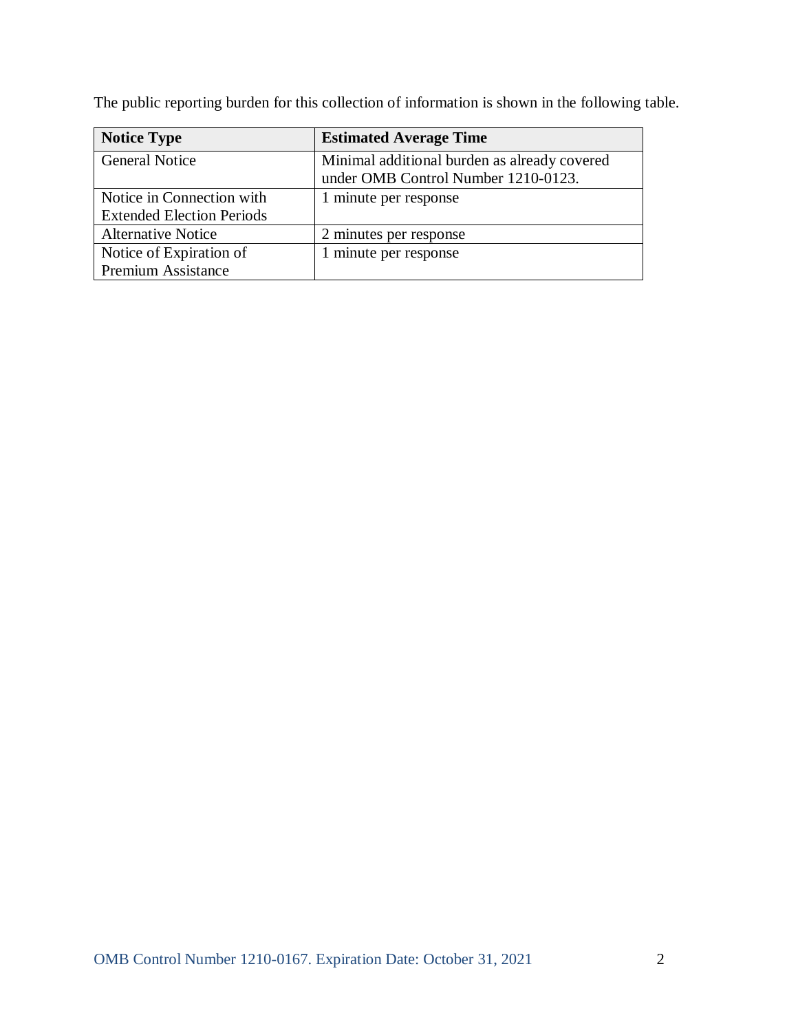The public reporting burden for this collection of information is shown in the following table.

| Notice Type | Estimated Average Time |
| --- | --- |
| General Notice | Minimal additional burden as already covered under OMB Control Number 1210-0123. |
| Notice in Connection with Extended Election Periods | 1 minute per response |
| Alternative Notice | 2 minutes per response |
| Notice of Expiration of Premium Assistance | 1 minute per response |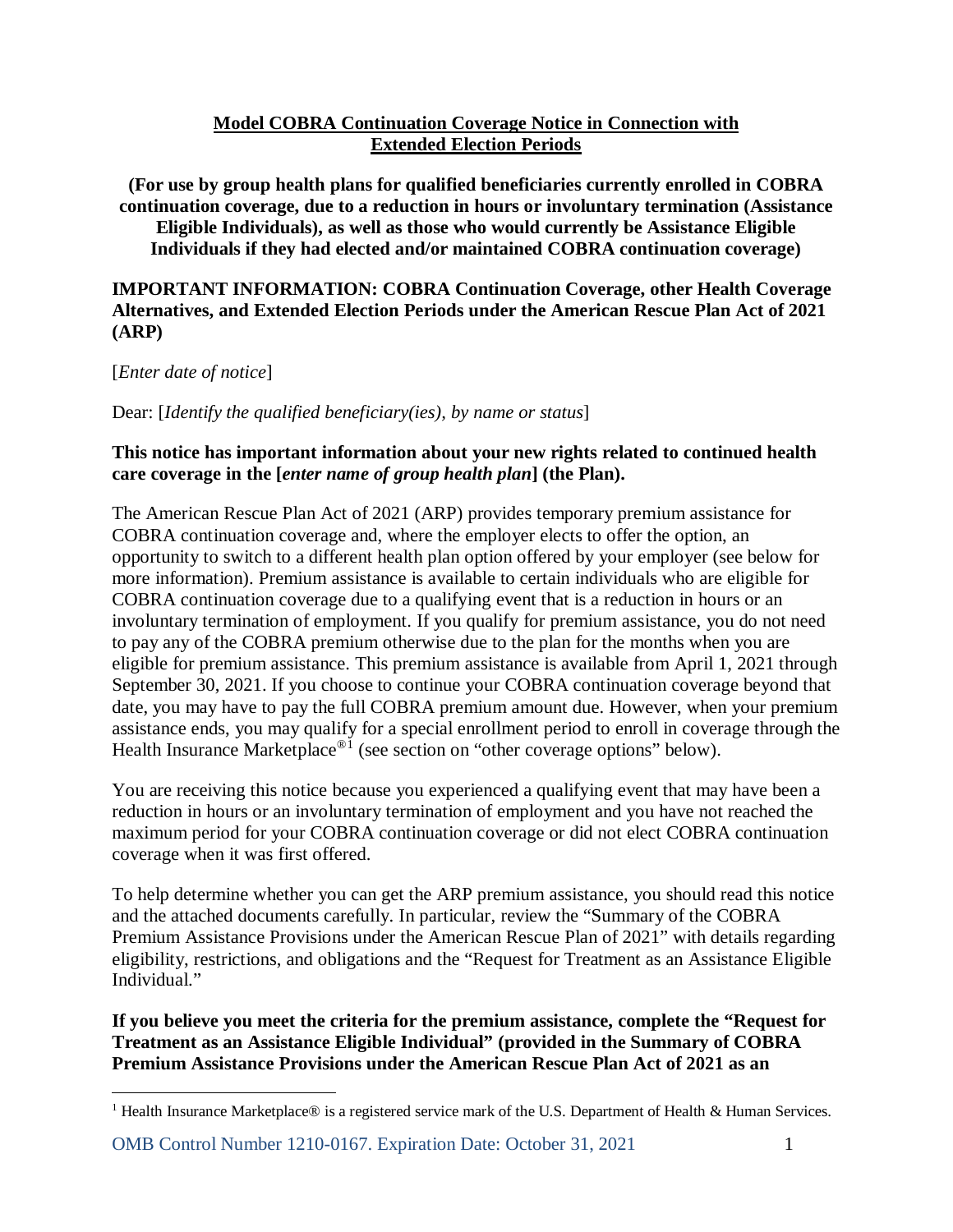**<u>Model COBRA Continuation Coverage Notice in Connection with Extended Election Periods</u>**

**(For use by group health plans for qualified beneficiaries currently enrolled in COBRA continuation coverage, due to a reduction in hours or involuntary termination (Assistance Eligible Individuals), as well as those who would currently be Assistance Eligible Individuals if they had elected and/or maintained COBRA continuation coverage)**

**IMPORTANT INFORMATION: COBRA Continuation Coverage, other Health Coverage Alternatives, and Extended Election Periods under the American Rescue Plan Act of 2021 (ARP)**

[*Enter date of notice*]

Dear: [*Identify the qualified beneficiary(ies), by name or status*]

**This notice has important information about your new rights related to continued health care coverage in the [*enter name of group health plan*] (the Plan).**

The American Rescue Plan Act of 2021 (ARP) provides temporary premium assistance for COBRA continuation coverage and, where the employer elects to offer the option, an opportunity to switch to a different health plan option offered by your employer (see below for more information). Premium assistance is available to certain individuals who are eligible for COBRA continuation coverage due to a qualifying event that is a reduction in hours or an involuntary termination of employment. If you qualify for premium assistance, you do not need to pay any of the COBRA premium otherwise due to the plan for the months when you are eligible for premium assistance. This premium assistance is available from April 1, 2021 through September 30, 2021. If you choose to continue your COBRA continuation coverage beyond that date, you may have to pay the full COBRA premium amount due. However, when your premium assistance ends, you may qualify for a special enrollment period to enroll in coverage through the Health Insurance Marketplace®[1] (see section on "other coverage options" below).

You are receiving this notice because you experienced a qualifying event that may have been a reduction in hours or an involuntary termination of employment and you have not reached the maximum period for your COBRA continuation coverage or did not elect COBRA continuation coverage when it was first offered.

To help determine whether you can get the ARP premium assistance, you should read this notice and the attached documents carefully. In particular, review the "Summary of the COBRA Premium Assistance Provisions under the American Rescue Plan of 2021" with details regarding eligibility, restrictions, and obligations and the "Request for Treatment as an Assistance Eligible Individual."

**If you believe you meet the criteria for the premium assistance, complete the "Request for Treatment as an Assistance Eligible Individual" (provided in the Summary of COBRA Premium Assistance Provisions under the American Rescue Plan Act of 2021 as an**

[1] Health Insurance Marketplace® is a registered service mark of the U.S. Department of Health & Human Services.

OMB Control Number 1210-0167. Expiration Date: October 31, 2021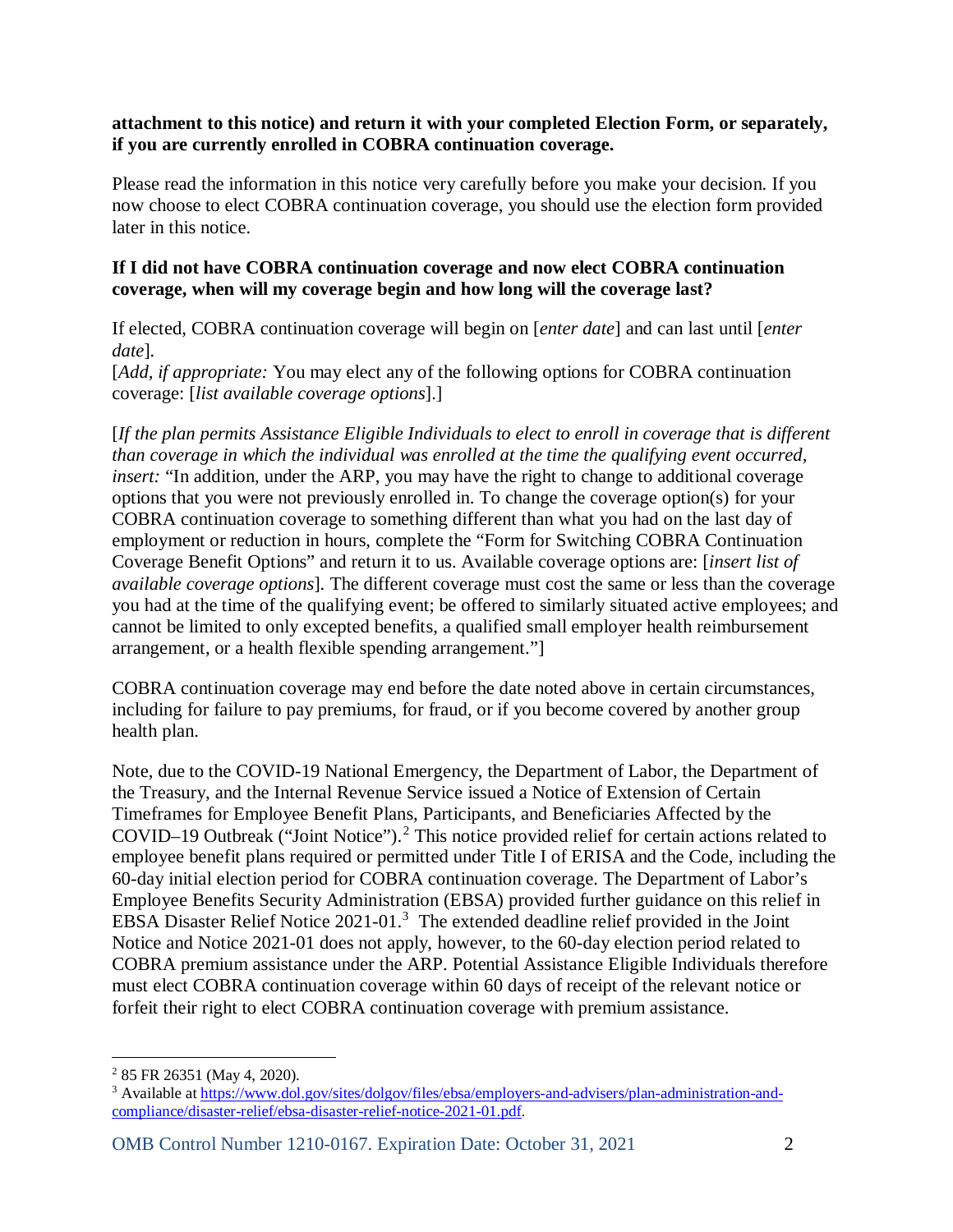**attachment to this notice) and return it with your completed Election Form, or separately, if you are currently enrolled in COBRA continuation coverage.**

Please read the information in this notice very carefully before you make your decision. If you now choose to elect COBRA continuation coverage, you should use the election form provided later in this notice.

**If I did not have COBRA continuation coverage and now elect COBRA continuation coverage, when will my coverage begin and how long will the coverage last?**

If elected, COBRA continuation coverage will begin on [*enter date*] and can last until [*enter date*].
[*Add, if appropriate:* You may elect any of the following options for COBRA continuation coverage: [*list available coverage options*].]

[*If the plan permits Assistance Eligible Individuals to elect to enroll in coverage that is different than coverage in which the individual was enrolled at the time the qualifying event occurred, insert:* "In addition, under the ARP, you may have the right to change to additional coverage options that you were not previously enrolled in. To change the coverage option(s) for your COBRA continuation coverage to something different than what you had on the last day of employment or reduction in hours, complete the "Form for Switching COBRA Continuation Coverage Benefit Options" and return it to us. Available coverage options are: [*insert list of available coverage options*]. The different coverage must cost the same or less than the coverage you had at the time of the qualifying event; be offered to similarly situated active employees; and cannot be limited to only excepted benefits, a qualified small employer health reimbursement arrangement, or a health flexible spending arrangement."]

COBRA continuation coverage may end before the date noted above in certain circumstances, including for failure to pay premiums, for fraud, or if you become covered by another group health plan.

Note, due to the COVID-19 National Emergency, the Department of Labor, the Department of the Treasury, and the Internal Revenue Service issued a Notice of Extension of Certain Timeframes for Employee Benefit Plans, Participants, and Beneficiaries Affected by the COVID–19 Outbreak ("Joint Notice").[2] This notice provided relief for certain actions related to employee benefit plans required or permitted under Title I of ERISA and the Code, including the 60-day initial election period for COBRA continuation coverage. The Department of Labor's Employee Benefits Security Administration (EBSA) provided further guidance on this relief in EBSA Disaster Relief Notice 2021-01.[3] The extended deadline relief provided in the Joint Notice and Notice 2021-01 does not apply, however, to the 60-day election period related to COBRA premium assistance under the ARP. Potential Assistance Eligible Individuals therefore must elect COBRA continuation coverage within 60 days of receipt of the relevant notice or forfeit their right to elect COBRA continuation coverage with premium assistance.

---

[2] 85 FR 26351 (May 4, 2020).

[3] Available at https://www.dol.gov/sites/dolgov/files/ebsa/employers-and-advisers/plan-administration-and-compliance/disaster-relief/ebsa-disaster-relief-notice-2021-01.pdf.

OMB Control Number 1210-0167. Expiration Date: October 31, 2021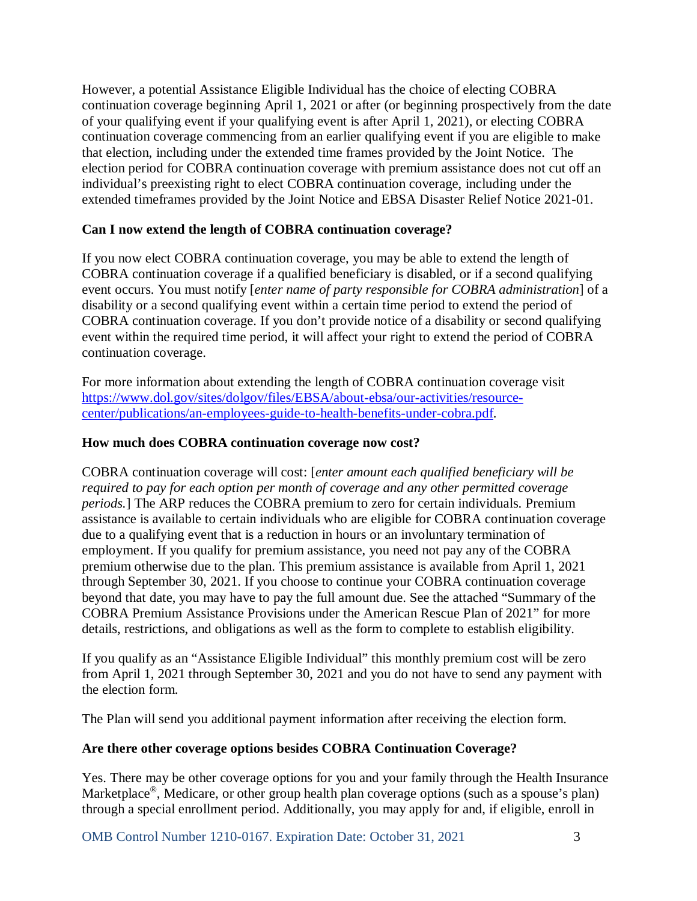However, a potential Assistance Eligible Individual has the choice of electing COBRA continuation coverage beginning April 1, 2021 or after (or beginning prospectively from the date of your qualifying event if your qualifying event is after April 1, 2021), or electing COBRA continuation coverage commencing from an earlier qualifying event if you are eligible to make that election, including under the extended time frames provided by the Joint Notice. The election period for COBRA continuation coverage with premium assistance does not cut off an individual's preexisting right to elect COBRA continuation coverage, including under the extended timeframes provided by the Joint Notice and EBSA Disaster Relief Notice 2021-01.

**Can I now extend the length of COBRA continuation coverage?**

If you now elect COBRA continuation coverage, you may be able to extend the length of COBRA continuation coverage if a qualified beneficiary is disabled, or if a second qualifying event occurs. You must notify [*enter name of party responsible for COBRA administration*] of a disability or a second qualifying event within a certain time period to extend the period of COBRA continuation coverage. If you don't provide notice of a disability or second qualifying event within the required time period, it will affect your right to extend the period of COBRA continuation coverage.

For more information about extending the length of COBRA continuation coverage visit [https://www.dol.gov/sites/dolgov/files/EBSA/about-ebsa/our-activities/resource-center/publications/an-employees-guide-to-health-benefits-under-cobra.pdf](https://www.dol.gov/sites/dolgov/files/EBSA/about-ebsa/our-activities/resource-center/publications/an-employees-guide-to-health-benefits-under-cobra.pdf).

**How much does COBRA continuation coverage now cost?**

COBRA continuation coverage will cost: [*enter amount each qualified beneficiary will be required to pay for each option per month of coverage and any other permitted coverage periods.*] The ARP reduces the COBRA premium to zero for certain individuals. Premium assistance is available to certain individuals who are eligible for COBRA continuation coverage due to a qualifying event that is a reduction in hours or an involuntary termination of employment. If you qualify for premium assistance, you need not pay any of the COBRA premium otherwise due to the plan. This premium assistance is available from April 1, 2021 through September 30, 2021. If you choose to continue your COBRA continuation coverage beyond that date, you may have to pay the full amount due. See the attached "Summary of the COBRA Premium Assistance Provisions under the American Rescue Plan of 2021" for more details, restrictions, and obligations as well as the form to complete to establish eligibility.

If you qualify as an "Assistance Eligible Individual" this monthly premium cost will be zero from April 1, 2021 through September 30, 2021 and you do not have to send any payment with the election form.

The Plan will send you additional payment information after receiving the election form.

**Are there other coverage options besides COBRA Continuation Coverage?**

Yes. There may be other coverage options for you and your family through the Health Insurance Marketplace®, Medicare, or other group health plan coverage options (such as a spouse's plan) through a special enrollment period. Additionally, you may apply for and, if eligible, enroll in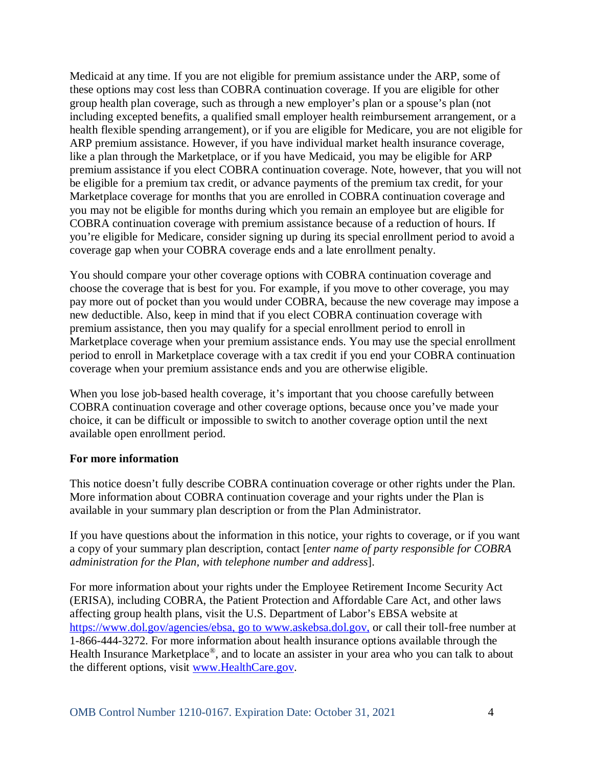Medicaid at any time. If you are not eligible for premium assistance under the ARP, some of these options may cost less than COBRA continuation coverage. If you are eligible for other group health plan coverage, such as through a new employer's plan or a spouse's plan (not including excepted benefits, a qualified small employer health reimbursement arrangement, or a health flexible spending arrangement), or if you are eligible for Medicare, you are not eligible for ARP premium assistance. However, if you have individual market health insurance coverage, like a plan through the Marketplace, or if you have Medicaid, you may be eligible for ARP premium assistance if you elect COBRA continuation coverage. Note, however, that you will not be eligible for a premium tax credit, or advance payments of the premium tax credit, for your Marketplace coverage for months that you are enrolled in COBRA continuation coverage and you may not be eligible for months during which you remain an employee but are eligible for COBRA continuation coverage with premium assistance because of a reduction of hours. If you're eligible for Medicare, consider signing up during its special enrollment period to avoid a coverage gap when your COBRA coverage ends and a late enrollment penalty.

You should compare your other coverage options with COBRA continuation coverage and choose the coverage that is best for you. For example, if you move to other coverage, you may pay more out of pocket than you would under COBRA, because the new coverage may impose a new deductible. Also, keep in mind that if you elect COBRA continuation coverage with premium assistance, then you may qualify for a special enrollment period to enroll in Marketplace coverage when your premium assistance ends. You may use the special enrollment period to enroll in Marketplace coverage with a tax credit if you end your COBRA continuation coverage when your premium assistance ends and you are otherwise eligible.

When you lose job-based health coverage, it's important that you choose carefully between COBRA continuation coverage and other coverage options, because once you've made your choice, it can be difficult or impossible to switch to another coverage option until the next available open enrollment period.

**For more information**

This notice doesn't fully describe COBRA continuation coverage or other rights under the Plan. More information about COBRA continuation coverage and your rights under the Plan is available in your summary plan description or from the Plan Administrator.

If you have questions about the information in this notice, your rights to coverage, or if you want a copy of your summary plan description, contact [*enter name of party responsible for COBRA administration for the Plan, with telephone number and address*].

For more information about your rights under the Employee Retirement Income Security Act (ERISA), including COBRA, the Patient Protection and Affordable Care Act, and other laws affecting group health plans, visit the U.S. Department of Labor's EBSA website at https://www.dol.gov/agencies/ebsa, go to www.askebsa.dol.gov, or call their toll-free number at 1-866-444-3272. For more information about health insurance options available through the Health Insurance Marketplace®, and to locate an assister in your area who you can talk to about the different options, visit www.HealthCare.gov.

OMB Control Number 1210-0167. Expiration Date: October 31, 2021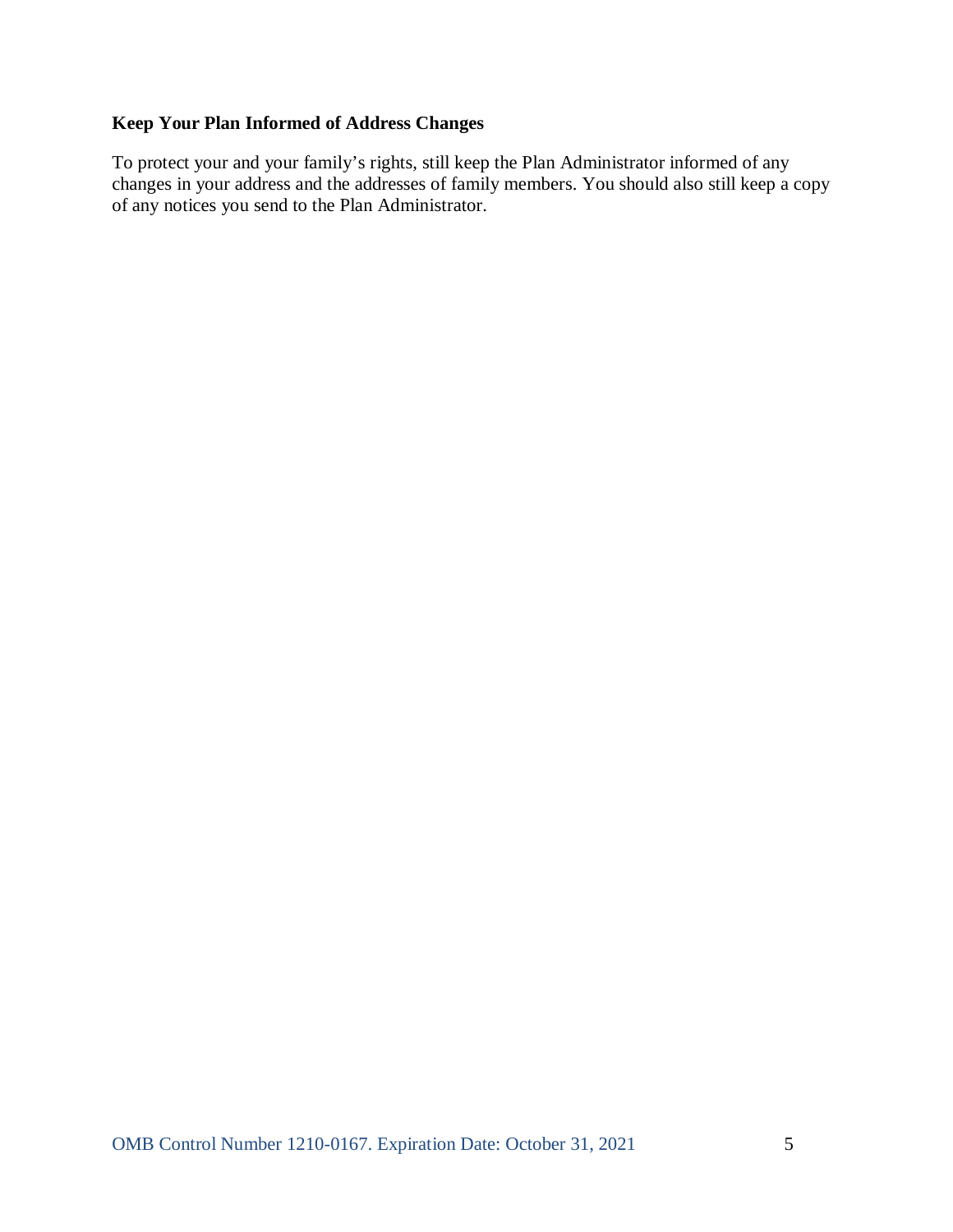**Keep Your Plan Informed of Address Changes**

To protect your and your family's rights, still keep the Plan Administrator informed of any changes in your address and the addresses of family members. You should also still keep a copy of any notices you send to the Plan Administrator.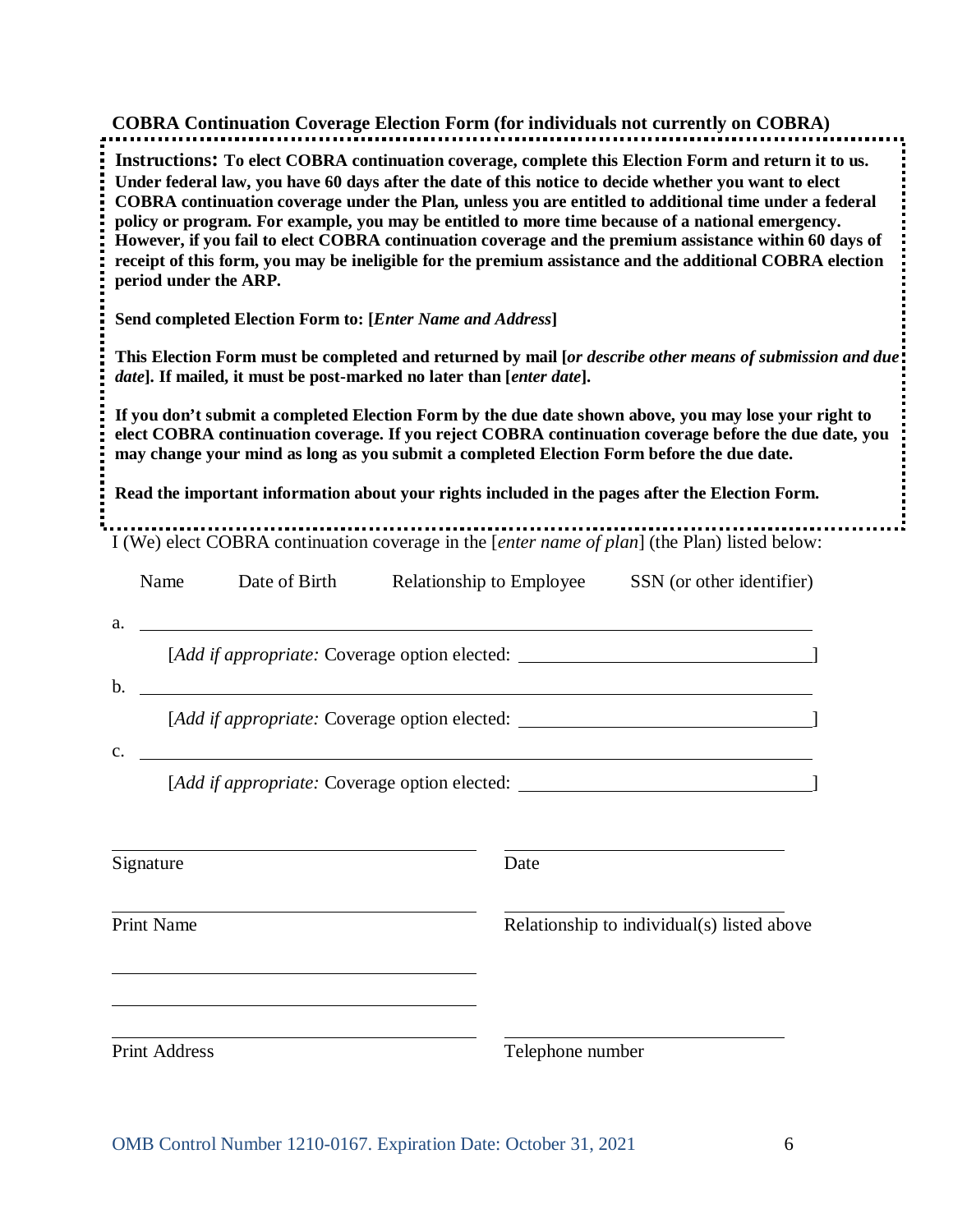**COBRA Continuation Coverage Election Form (for individuals not currently on COBRA)**

**Instructions: To elect COBRA continuation coverage, complete this Election Form and return it to us. Under federal law, you have 60 days after the date of this notice to decide whether you want to elect COBRA continuation coverage under the Plan, unless you are entitled to additional time under a federal policy or program. For example, you may be entitled to more time because of a national emergency. However, if you fail to elect COBRA continuation coverage and the premium assistance within 60 days of receipt of this form, you may be ineligible for the premium assistance and the additional COBRA election period under the ARP.**

**Send completed Election Form to: [*Enter Name and Address*]**

**This Election Form must be completed and returned by mail [*or describe other means of submission and due date*]. If mailed, it must be post-marked no later than [*enter date*].**

**If you don't submit a completed Election Form by the due date shown above, you may lose your right to elect COBRA continuation coverage. If you reject COBRA continuation coverage before the due date, you may change your mind as long as you submit a completed Election Form before the due date.**

**Read the important information about your rights included in the pages after the Election Form.**

I (We) elect COBRA continuation coverage in the [*enter name of plan*] (the Plan) listed below:

| | Name | Date of Birth | Relationship to Employee | SSN (or other identifier) |
|---|---|---|---|---|
| a. | | | | |
| b. | | | | |
| c. | | | | |

a. ______________________________

[*Add if appropriate:* Coverage option elected: ______________________________]

b. ______________________________

[*Add if appropriate:* Coverage option elected: ______________________________]

c. ______________________________

[*Add if appropriate:* Coverage option elected: ______________________________]

______________________________ ______________________________

Signature Date

______________________________ ______________________________

Print Name Relationship to individual(s) listed above

______________________________

______________________________

______________________________ ______________________________

Print Address Telephone number

OMB Control Number 1210-0167. Expiration Date: October 31, 2021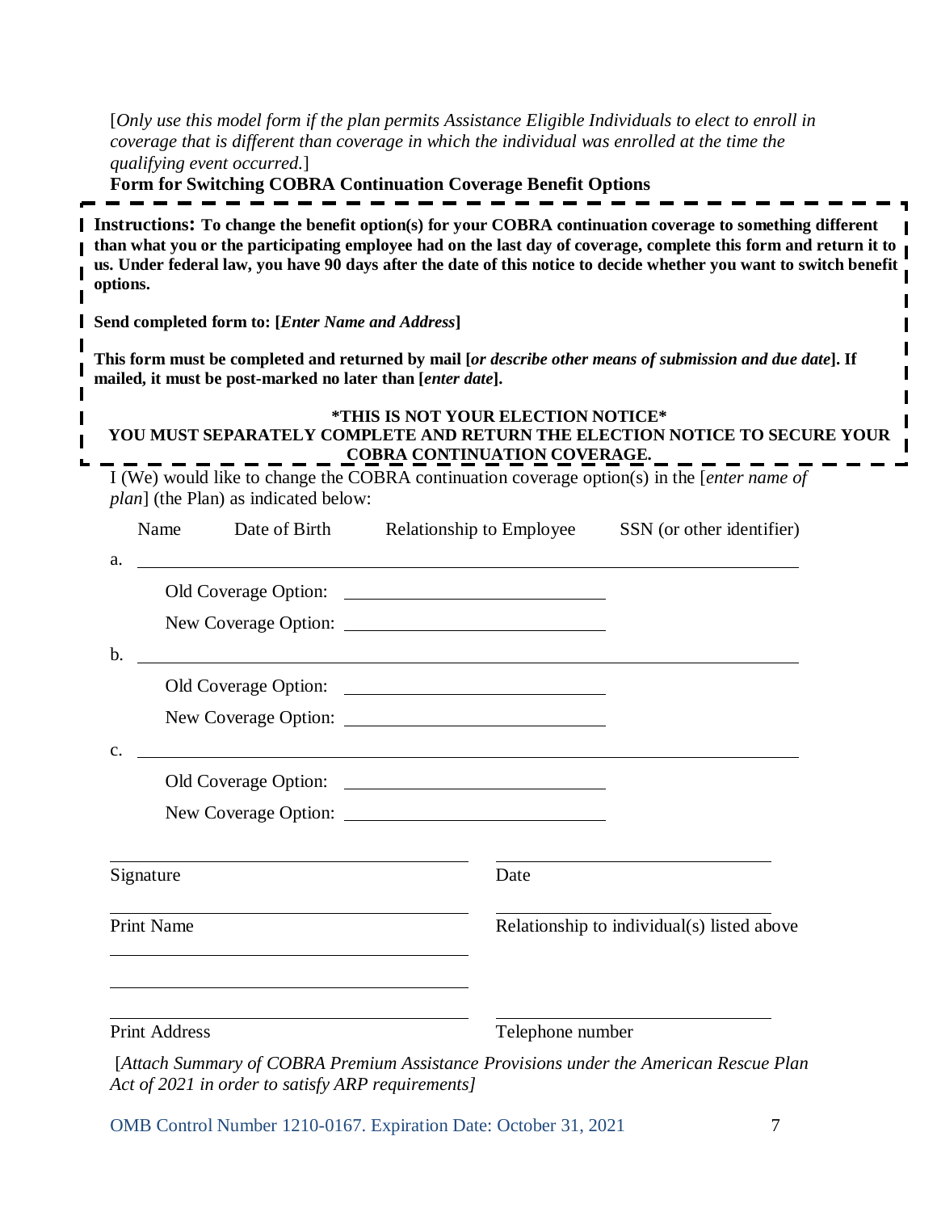[*Only use this model form if the plan permits Assistance Eligible Individuals to elect to enroll in coverage that is different than coverage in which the individual was enrolled at the time the qualifying event occurred.*]

**Form for Switching COBRA Continuation Coverage Benefit Options**

**Instructions: To change the benefit option(s) for your COBRA continuation coverage to something different than what you or the participating employee had on the last day of coverage, complete this form and return it to us. Under federal law, you have 90 days after the date of this notice to decide whether you want to switch benefit options.**

**Send completed form to: [*Enter Name and Address*]**

**This form must be completed and returned by mail [*or describe other means of submission and due date*]. If mailed, it must be post-marked no later than [*enter date*].**

**\*THIS IS NOT YOUR ELECTION NOTICE\***
**YOU MUST SEPARATELY COMPLETE AND RETURN THE ELECTION NOTICE TO SECURE YOUR COBRA CONTINUATION COVERAGE.**

I (We) would like to change the COBRA continuation coverage option(s) in the [*enter name of plan*] (the Plan) as indicated below:

| Name | Date of Birth | Relationship to Employee | SSN (or other identifier) |
|---|---|---|---|

a. ______________________________________________

Old Coverage Option: ____________________

New Coverage Option: ____________________

b. ______________________________________________

Old Coverage Option: ____________________

New Coverage Option: ____________________

c. ______________________________________________

Old Coverage Option: ____________________

New Coverage Option: ____________________

____________________ ____________________
Signature Date

____________________ ____________________
Print Name Relationship to individual(s) listed above

____________________

____________________

____________________ ____________________
Print Address Telephone number

[*Attach Summary of COBRA Premium Assistance Provisions under the American Rescue Plan Act of 2021 in order to satisfy ARP requirements]*

OMB Control Number 1210-0167. Expiration Date: October 31, 2021